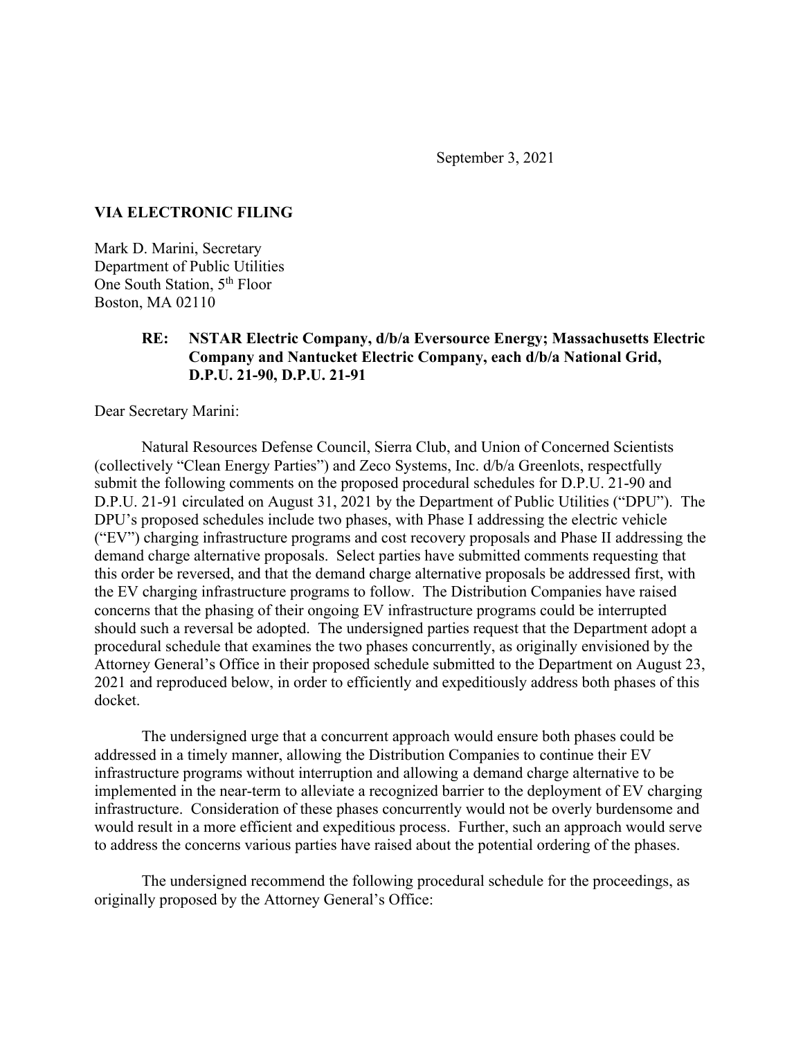September 3, 2021

**VIA ELECTRONIC FILING**

Mark D. Marini, Secretary
Department of Public Utilities
One South Station, 5th Floor
Boston, MA 02110

> **RE: NSTAR Electric Company, d/b/a Eversource Energy; Massachusetts Electric Company and Nantucket Electric Company, each d/b/a National Grid, D.P.U. 21-90, D.P.U. 21-91**

Dear Secretary Marini:

Natural Resources Defense Council, Sierra Club, and Union of Concerned Scientists (collectively "Clean Energy Parties") and Zeco Systems, Inc. d/b/a Greenlots, respectfully submit the following comments on the proposed procedural schedules for D.P.U. 21-90 and D.P.U. 21-91 circulated on August 31, 2021 by the Department of Public Utilities ("DPU"). The DPU's proposed schedules include two phases, with Phase I addressing the electric vehicle ("EV") charging infrastructure programs and cost recovery proposals and Phase II addressing the demand charge alternative proposals. Select parties have submitted comments requesting that this order be reversed, and that the demand charge alternative proposals be addressed first, with the EV charging infrastructure programs to follow. The Distribution Companies have raised concerns that the phasing of their ongoing EV infrastructure programs could be interrupted should such a reversal be adopted. The undersigned parties request that the Department adopt a procedural schedule that examines the two phases concurrently, as originally envisioned by the Attorney General's Office in their proposed schedule submitted to the Department on August 23, 2021 and reproduced below, in order to efficiently and expeditiously address both phases of this docket.

The undersigned urge that a concurrent approach would ensure both phases could be addressed in a timely manner, allowing the Distribution Companies to continue their EV infrastructure programs without interruption and allowing a demand charge alternative to be implemented in the near-term to alleviate a recognized barrier to the deployment of EV charging infrastructure. Consideration of these phases concurrently would not be overly burdensome and would result in a more efficient and expeditious process. Further, such an approach would serve to address the concerns various parties have raised about the potential ordering of the phases.

The undersigned recommend the following procedural schedule for the proceedings, as originally proposed by the Attorney General's Office: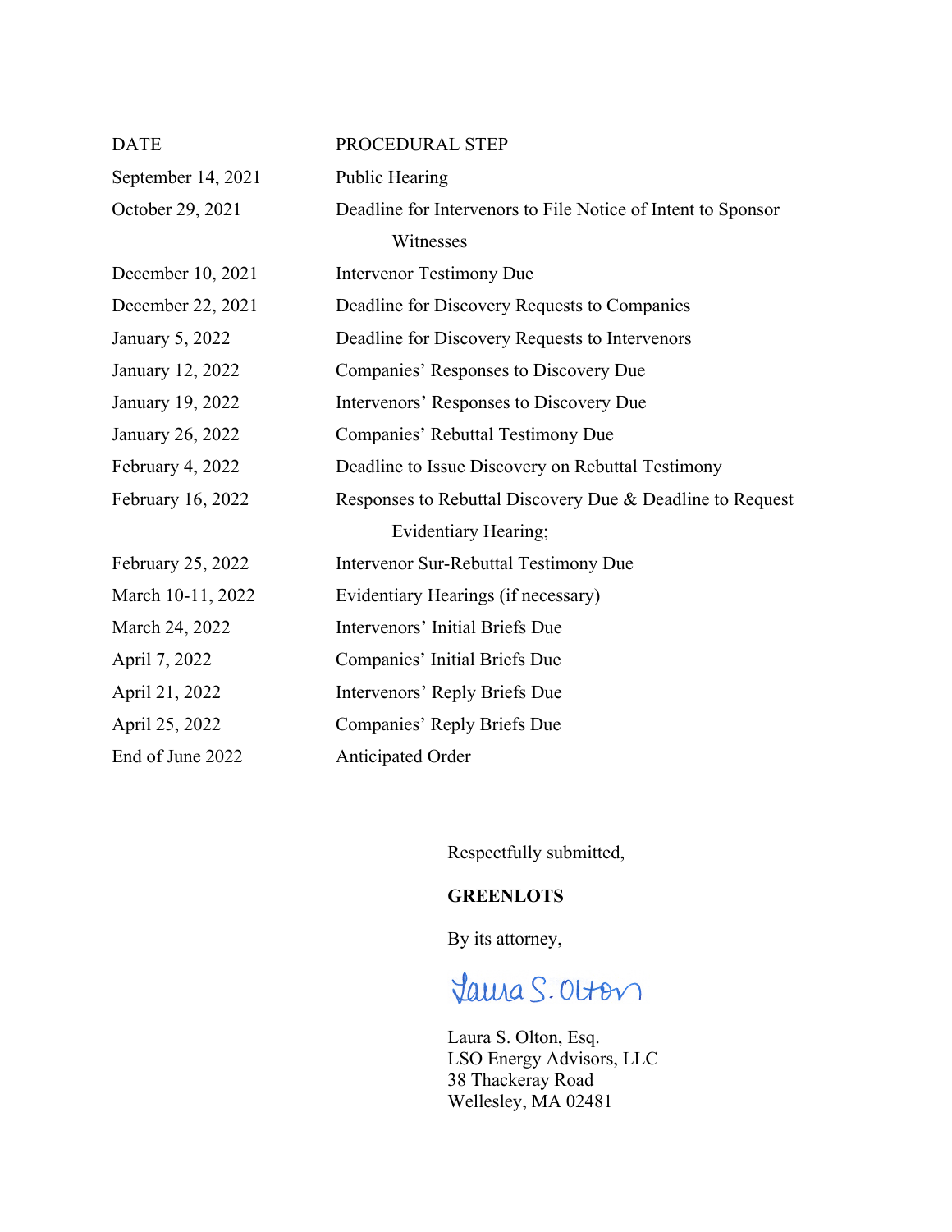| DATE | PROCEDURAL STEP |
| --- | --- |
| September 14, 2021 | Public Hearing |
| October 29, 2021 | Deadline for Intervenors to File Notice of Intent to Sponsor Witnesses |
| December 10, 2021 | Intervenor Testimony Due |
| December 22, 2021 | Deadline for Discovery Requests to Companies |
| January 5, 2022 | Deadline for Discovery Requests to Intervenors |
| January 12, 2022 | Companies' Responses to Discovery Due |
| January 19, 2022 | Intervenors' Responses to Discovery Due |
| January 26, 2022 | Companies' Rebuttal Testimony Due |
| February 4, 2022 | Deadline to Issue Discovery on Rebuttal Testimony |
| February 16, 2022 | Responses to Rebuttal Discovery Due & Deadline to Request Evidentiary Hearing; |
| February 25, 2022 | Intervenor Sur-Rebuttal Testimony Due |
| March 10-11, 2022 | Evidentiary Hearings (if necessary) |
| March 24, 2022 | Intervenors' Initial Briefs Due |
| April 7, 2022 | Companies' Initial Briefs Due |
| April 21, 2022 | Intervenors' Reply Briefs Due |
| April 25, 2022 | Companies' Reply Briefs Due |
| End of June 2022 | Anticipated Order |

Respectfully submitted,

**GREENLOTS**

By its attorney,

Laura S. Olton

Laura S. Olton, Esq.
LSO Energy Advisors, LLC
38 Thackeray Road
Wellesley, MA 02481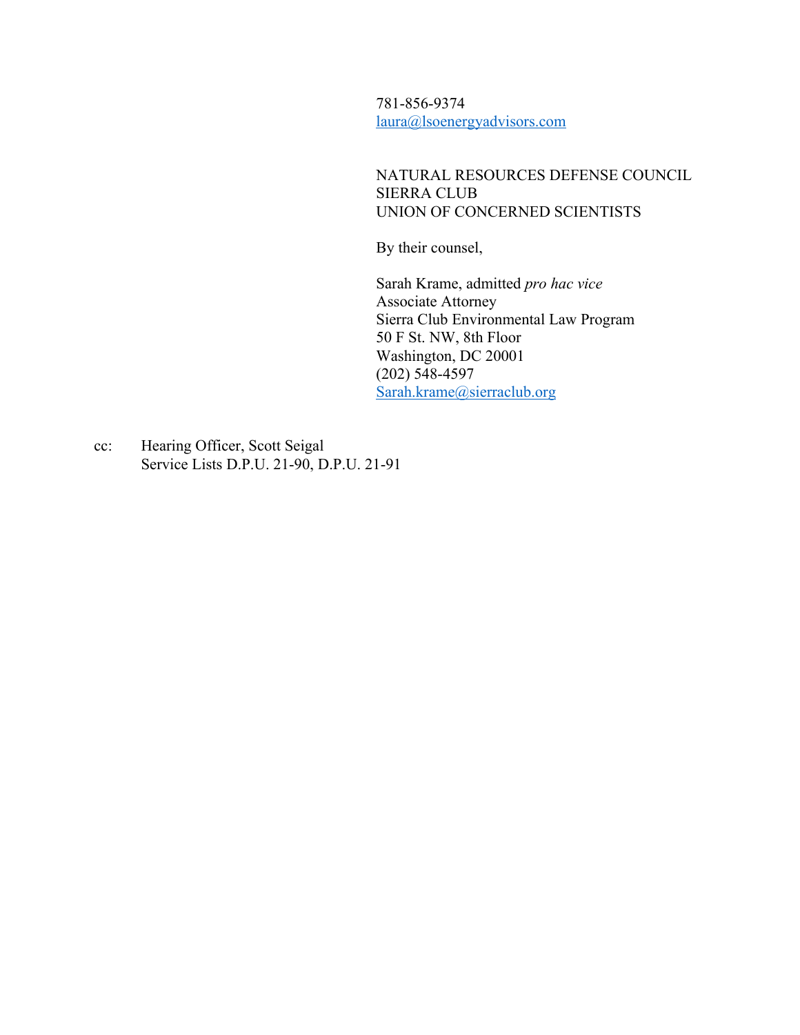781-856-9374
laura@lsoenergyadvisors.com

NATURAL RESOURCES DEFENSE COUNCIL
SIERRA CLUB
UNION OF CONCERNED SCIENTISTS

By their counsel,

Sarah Krame, admitted *pro hac vice*
Associate Attorney
Sierra Club Environmental Law Program
50 F St. NW, 8th Floor
Washington, DC 20001
(202) 548-4597
Sarah.krame@sierraclub.org

cc: Hearing Officer, Scott Seigal
Service Lists D.P.U. 21-90, D.P.U. 21-91